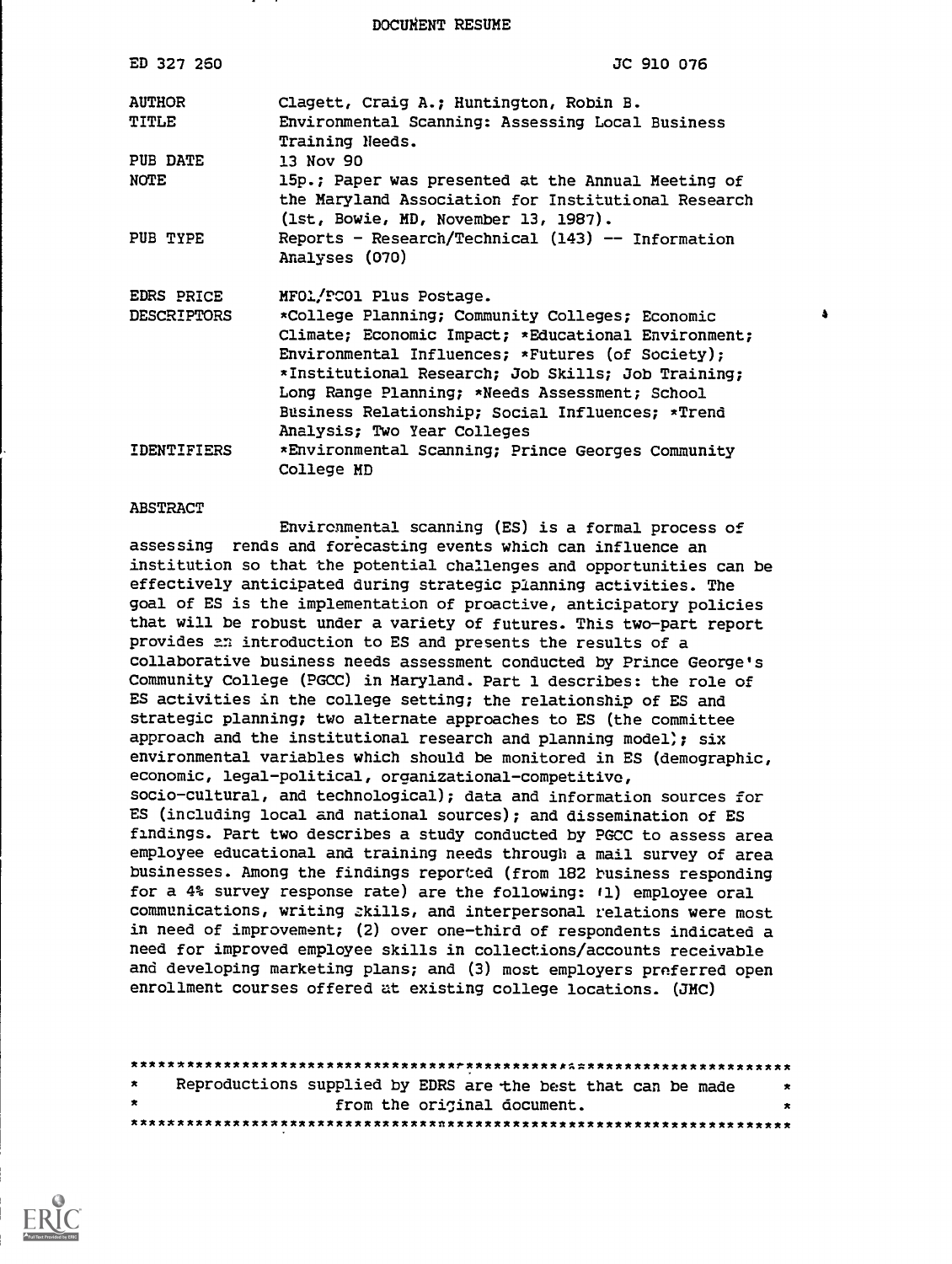# DOCUMENT RESUME

| | |
|---|---|
| ED 327 260 | JC 910 076 |
| AUTHOR | Clagett, Craig A.; Huntington, Robin B. |
| TITLE | Environmental Scanning: Assessing Local Business Training Needs. |
| PUB DATE | 13 Nov 90 |
| NOTE | 15p.; Paper was presented at the Annual Meeting of the Maryland Association for Institutional Research (1st, Bowie, MD, November 13, 1987). |
| PUB TYPE | Reports - Research/Technical (143) -- Information Analyses (070) |
| EDRS PRICE | MF01/PC01 Plus Postage. |
| DESCRIPTORS | *College Planning; Community Colleges; Economic Climate; Economic Impact; *Educational Environment; Environmental Influences; *Futures (of Society); *Institutional Research; Job Skills; Job Training; Long Range Planning; *Needs Assessment; School Business Relationship; Social Influences; *Trend Analysis; Two Year Colleges |
| IDENTIFIERS | *Environmental Scanning; Prince Georges Community College MD |

## ABSTRACT

Environmental scanning (ES) is a formal process of assessing rends and forecasting events which can influence an institution so that the potential challenges and opportunities can be effectively anticipated during strategic planning activities. The goal of ES is the implementation of proactive, anticipatory policies that will be robust under a variety of futures. This two-part report provides an introduction to ES and presents the results of a collaborative business needs assessment conducted by Prince George's Community College (PGCC) in Maryland. Part 1 describes: the role of ES activities in the college setting; the relationship of ES and strategic planning; two alternate approaches to ES (the committee approach and the institutional research and planning model); six environmental variables which should be monitored in ES (demographic, economic, legal-political, organizational-competitive, socio-cultural, and technological); data and information sources for ES (including local and national sources); and dissemination of ES findings. Part two describes a study conducted by PGCC to assess area employee educational and training needs through a mail survey of area businesses. Among the findings reported (from 182 business responding for a 4% survey response rate) are the following: (1) employee oral communications, writing skills, and interpersonal relations were most in need of improvement; (2) over one-third of respondents indicated a need for improved employee skills in collections/accounts receivable and developing marketing plans; and (3) most employers preferred open enrollment courses offered at existing college locations. (JMC)

***

Reproductions supplied by EDRS are the best that can be made from the original document.

***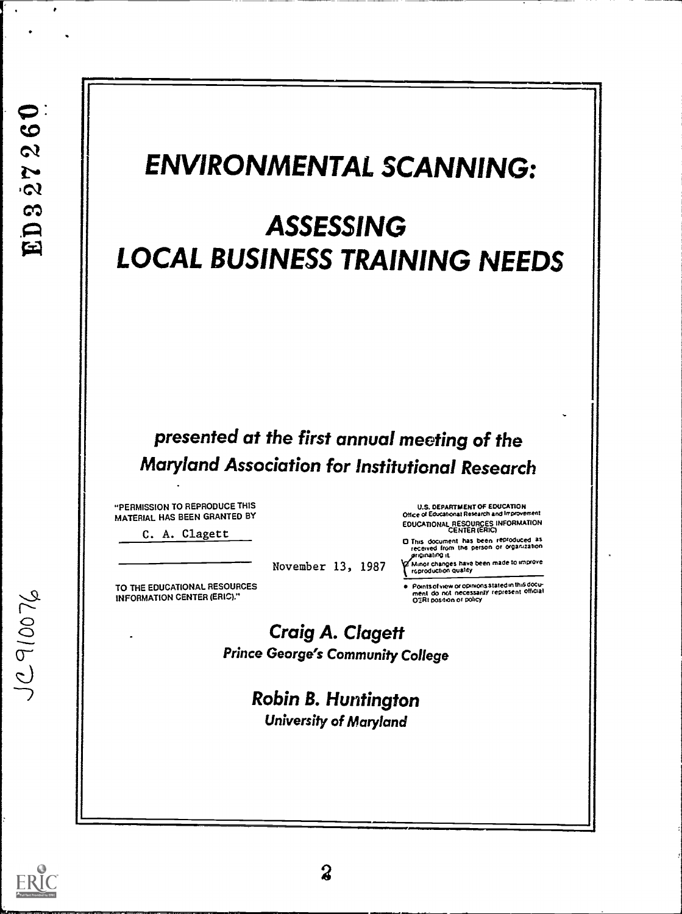# ENVIRONMENTAL SCANNING:

# ASSESSING LOCAL BUSINESS TRAINING NEEDS

*presented at the first annual meeting of the Maryland Association for Institutional Research*

"PERMISSION TO REPRODUCE THIS MATERIAL HAS BEEN GRANTED BY

C. A. Clagett

TO THE EDUCATIONAL RESOURCES INFORMATION CENTER (ERIC)."

November 13, 1987

U.S. DEPARTMENT OF EDUCATION
Office of Educational Research and Improvement
EDUCATIONAL RESOURCES INFORMATION CENTER (ERIC)

- This document has been reproduced as received from the person or organization originating it.
- Minor changes have been made to improve reproduction quality.
- Points of view or opinions stated in this document do not necessarily represent official OERI position or policy

**Craig A. Clagett**
*Prince George's Community College*

**Robin B. Huntington**
*University of Maryland*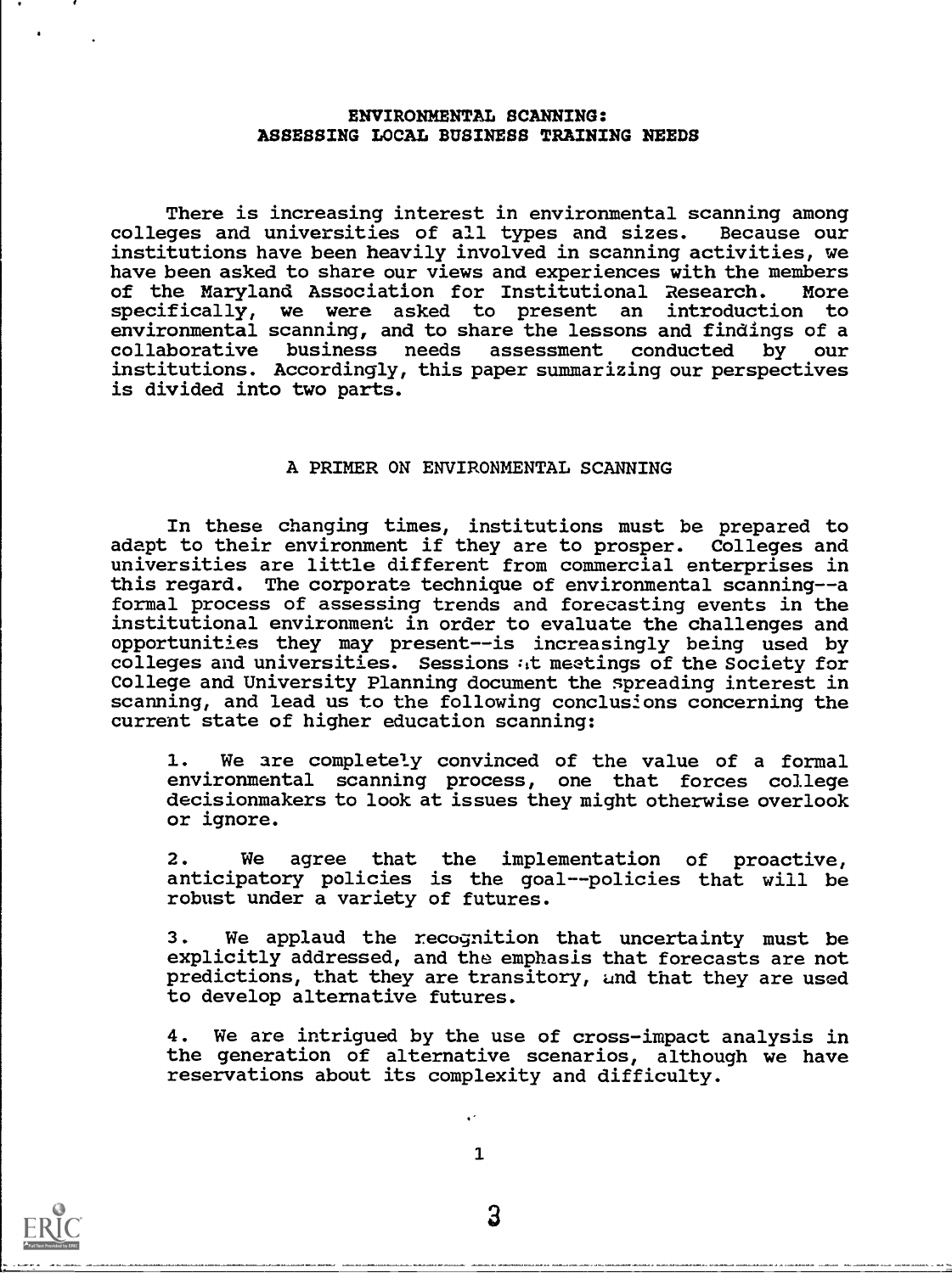# ENVIRONMENTAL SCANNING: ASSESSING LOCAL BUSINESS TRAINING NEEDS

There is increasing interest in environmental scanning among colleges and universities of all types and sizes. Because our institutions have been heavily involved in scanning activities, we have been asked to share our views and experiences with the members of the Maryland Association for Institutional Research. More specifically, we were asked to present an introduction to environmental scanning, and to share the lessons and findings of a collaborative business needs assessment conducted by our institutions. Accordingly, this paper summarizing our perspectives is divided into two parts.

## A PRIMER ON ENVIRONMENTAL SCANNING

In these changing times, institutions must be prepared to adapt to their environment if they are to prosper. Colleges and universities are little different from commercial enterprises in this regard. The corporate technique of environmental scanning--a formal process of assessing trends and forecasting events in the institutional environment in order to evaluate the challenges and opportunities they may present--is increasingly being used by colleges and universities. Sessions at meetings of the Society for College and University Planning document the spreading interest in scanning, and lead us to the following conclusions concerning the current state of higher education scanning:

1. We are completely convinced of the value of a formal environmental scanning process, one that forces college decisionmakers to look at issues they might otherwise overlook or ignore.

2. We agree that the implementation of proactive, anticipatory policies is the goal--policies that will be robust under a variety of futures.

3. We applaud the recognition that uncertainty must be explicitly addressed, and the emphasis that forecasts are not predictions, that they are transitory, and that they are used to develop alternative futures.

4. We are intrigued by the use of cross-impact analysis in the generation of alternative scenarios, although we have reservations about its complexity and difficulty.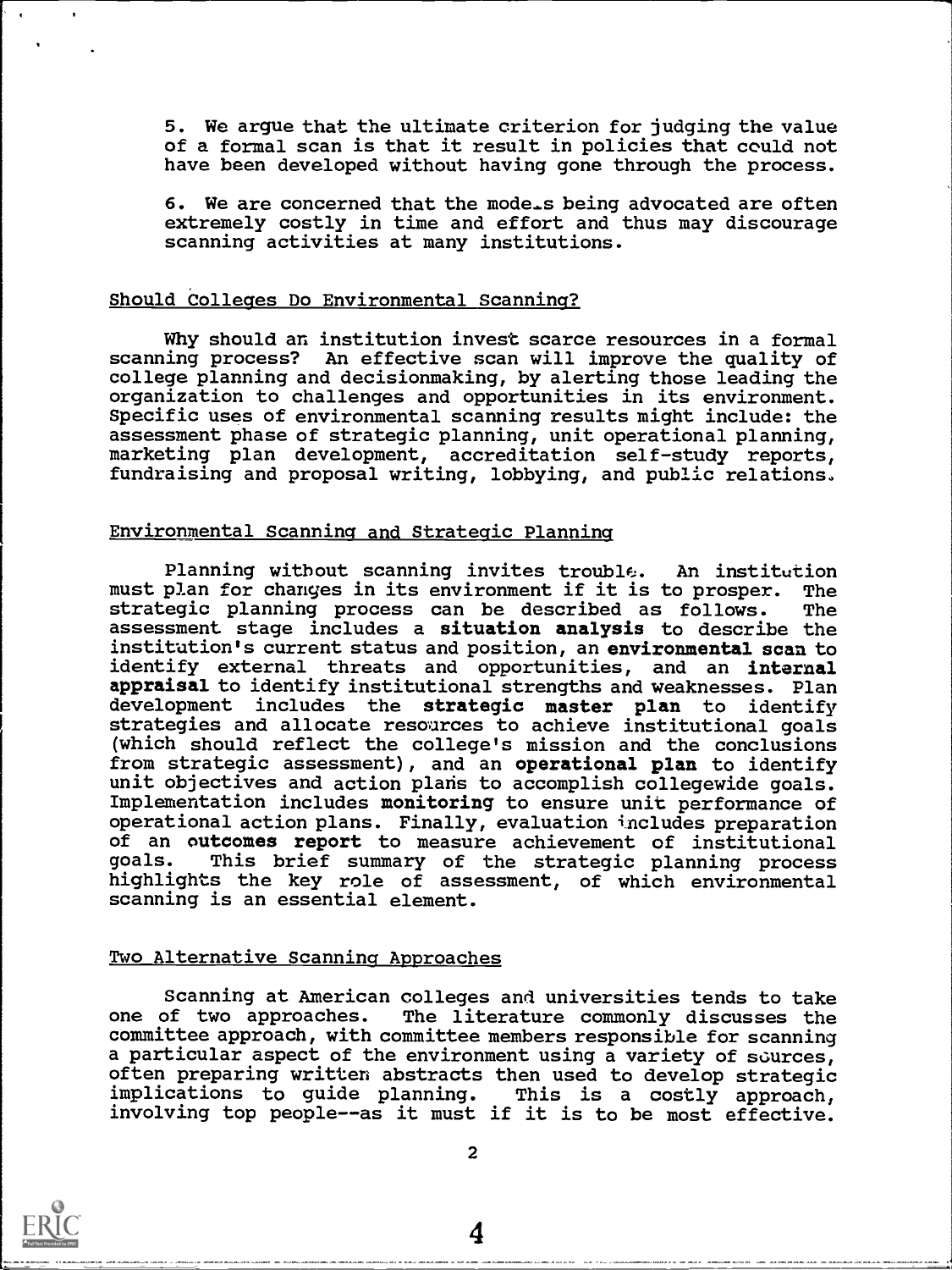5. We argue that the ultimate criterion for judging the value of a formal scan is that it result in policies that could not have been developed without having gone through the process.

6. We are concerned that the models being advocated are often extremely costly in time and effort and thus may discourage scanning activities at many institutions.

## Should Colleges Do Environmental Scanning?

Why should an institution invest scarce resources in a formal scanning process? An effective scan will improve the quality of college planning and decisionmaking, by alerting those leading the organization to challenges and opportunities in its environment. Specific uses of environmental scanning results might include: the assessment phase of strategic planning, unit operational planning, marketing plan development, accreditation self-study reports, fundraising and proposal writing, lobbying, and public relations.

## Environmental Scanning and Strategic Planning

Planning without scanning invites trouble. An institution must plan for changes in its environment if it is to prosper. The strategic planning process can be described as follows. The assessment stage includes a **situation analysis** to describe the institution's current status and position, an **environmental scan** to identify external threats and opportunities, and an **internal appraisal** to identify institutional strengths and weaknesses. Plan development includes the **strategic master plan** to identify strategies and allocate resources to achieve institutional goals (which should reflect the college's mission and the conclusions from strategic assessment), and an **operational plan** to identify unit objectives and action plans to accomplish collegewide goals. Implementation includes **monitoring** to ensure unit performance of operational action plans. Finally, evaluation includes preparation of an **outcomes report** to measure achievement of institutional goals. This brief summary of the strategic planning process highlights the key role of assessment, of which environmental scanning is an essential element.

## Two Alternative Scanning Approaches

Scanning at American colleges and universities tends to take one of two approaches. The literature commonly discusses the committee approach, with committee members responsible for scanning a particular aspect of the environment using a variety of sources, often preparing written abstracts then used to develop strategic implications to guide planning. This is a costly approach, involving top people--as it must if it is to be most effective.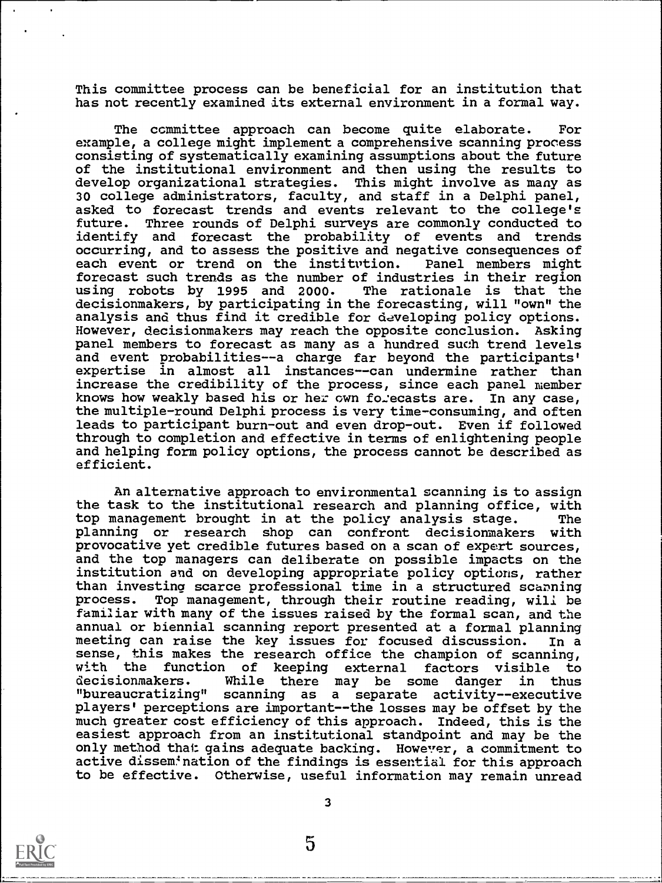This committee process can be beneficial for an institution that has not recently examined its external environment in a formal way.

The committee approach can become quite elaborate. For example, a college might implement a comprehensive scanning process consisting of systematically examining assumptions about the future of the institutional environment and then using the results to develop organizational strategies. This might involve as many as 30 college administrators, faculty, and staff in a Delphi panel, asked to forecast trends and events relevant to the college's future. Three rounds of Delphi surveys are commonly conducted to identify and forecast the probability of events and trends occurring, and to assess the positive and negative consequences of each event or trend on the institution. Panel members might forecast such trends as the number of industries in their region using robots by 1995 and 2000. The rationale is that the decisionmakers, by participating in the forecasting, will "own" the analysis and thus find it credible for developing policy options. However, decisionmakers may reach the opposite conclusion. Asking panel members to forecast as many as a hundred such trend levels and event probabilities--a charge far beyond the participants' expertise in almost all instances--can undermine rather than increase the credibility of the process, since each panel member knows how weakly based his or her own forecasts are. In any case, the multiple-round Delphi process is very time-consuming, and often leads to participant burn-out and even drop-out. Even if followed through to completion and effective in terms of enlightening people and helping form policy options, the process cannot be described as efficient.

An alternative approach to environmental scanning is to assign the task to the institutional research and planning office, with top management brought in at the policy analysis stage. The planning or research shop can confront decisionmakers with provocative yet credible futures based on a scan of expert sources, and the top managers can deliberate on possible impacts on the institution and on developing appropriate policy options, rather than investing scarce professional time in a structured scanning process. Top management, through their routine reading, will be familiar with many of the issues raised by the formal scan, and the annual or biennial scanning report presented at a formal planning meeting can raise the key issues for focused discussion. In a sense, this makes the research office the champion of scanning, with the function of keeping external factors visible to decisionmakers. While there may be some danger in thus "bureaucratizing" scanning as a separate activity--executive players' perceptions are important--the losses may be offset by the much greater cost efficiency of this approach. Indeed, this is the easiest approach from an institutional standpoint and may be the only method that gains adequate backing. However, a commitment to active dissemination of the findings is essential for this approach to be effective. Otherwise, useful information may remain unread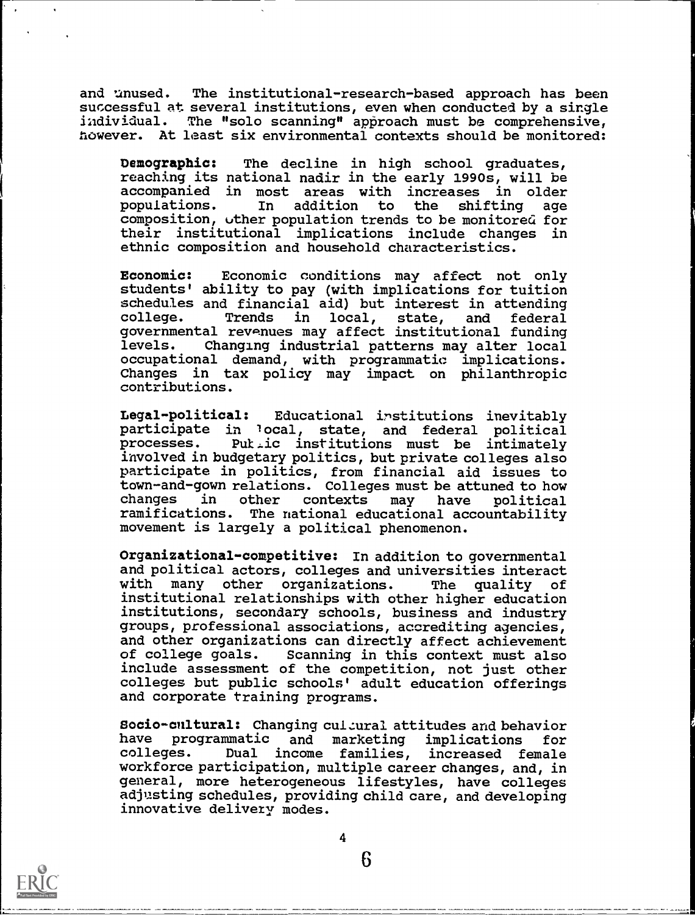and unused. The institutional-research-based approach has been successful at several institutions, even when conducted by a single individual. The "solo scanning" approach must be comprehensive, however. At least six environmental contexts should be monitored:

**Demographic:** The decline in high school graduates, reaching its national nadir in the early 1990s, will be accompanied in most areas with increases in older populations. In addition to the shifting age composition, other population trends to be monitored for their institutional implications include changes in ethnic composition and household characteristics.

**Economic:** Economic conditions may affect not only students' ability to pay (with implications for tuition schedules and financial aid) but interest in attending college. Trends in local, state, and federal governmental revenues may affect institutional funding levels. Changing industrial patterns may alter local occupational demand, with programmatic implications. Changes in tax policy may impact on philanthropic contributions.

**Legal-political:** Educational institutions inevitably participate in local, state, and federal political processes. Public institutions must be intimately involved in budgetary politics, but private colleges also participate in politics, from financial aid issues to town-and-gown relations. Colleges must be attuned to how changes in other contexts may have political ramifications. The national educational accountability movement is largely a political phenomenon.

**Organizational-competitive:** In addition to governmental and political actors, colleges and universities interact with many other organizations. The quality of institutional relationships with other higher education institutions, secondary schools, business and industry groups, professional associations, accrediting agencies, and other organizations can directly affect achievement of college goals. Scanning in this context must also include assessment of the competition, not just other colleges but public schools' adult education offerings and corporate training programs.

**Socio-cultural:** Changing cultural attitudes and behavior have programmatic and marketing implications for colleges. Dual income families, increased female workforce participation, multiple career changes, and, in general, more heterogeneous lifestyles, have colleges adjusting schedules, providing child care, and developing innovative delivery modes.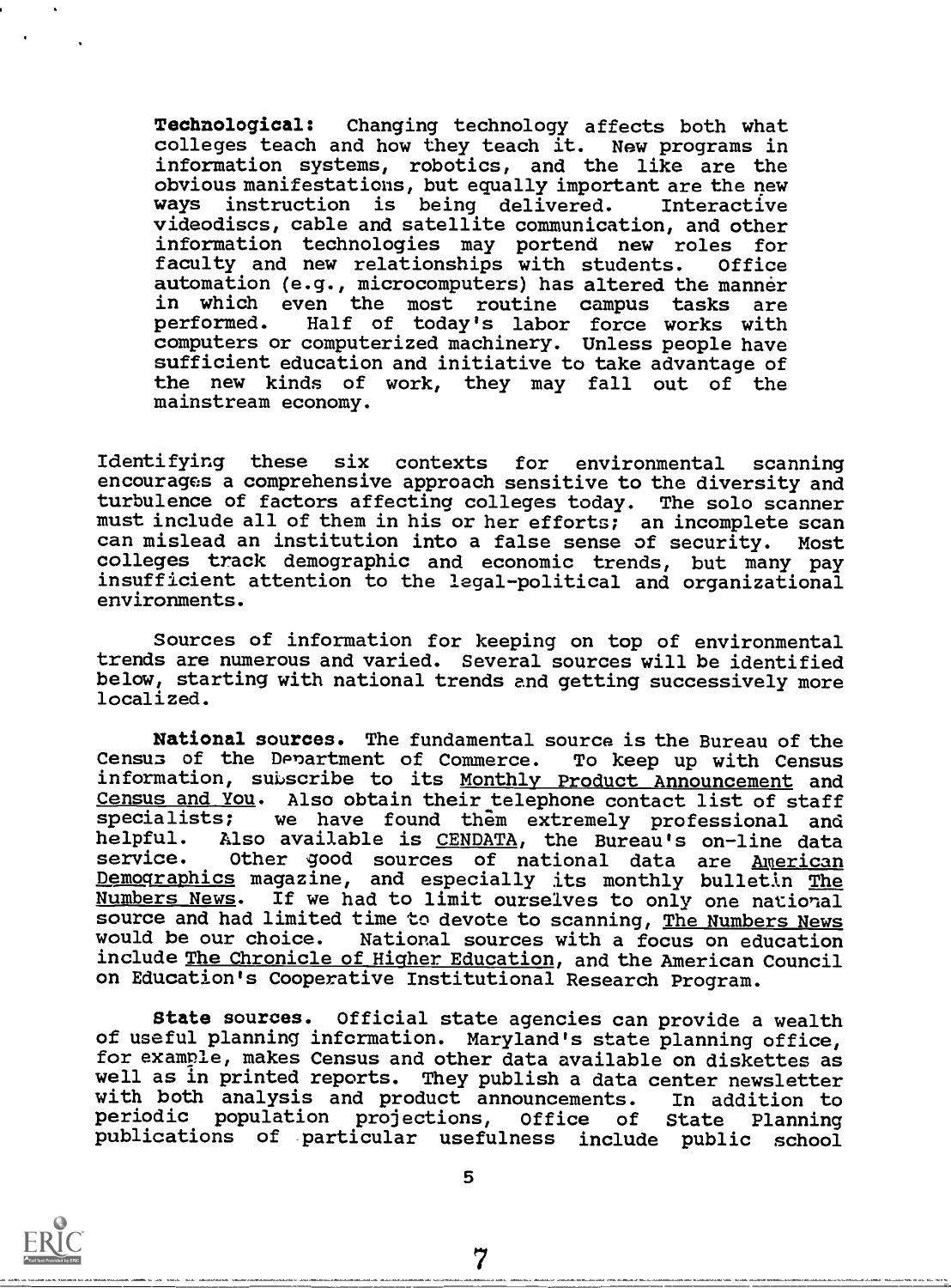**Technological:** Changing technology affects both what colleges teach and how they teach it. New programs in information systems, robotics, and the like are the obvious manifestations, but equally important are the new ways instruction is being delivered. Interactive videodiscs, cable and satellite communication, and other information technologies may portend new roles for faculty and new relationships with students. Office automation (e.g., microcomputers) has altered the manner in which even the most routine campus tasks are performed. Half of today's labor force works with computers or computerized machinery. Unless people have sufficient education and initiative to take advantage of the new kinds of work, they may fall out of the mainstream economy.

Identifying these six contexts for environmental scanning encourages a comprehensive approach sensitive to the diversity and turbulence of factors affecting colleges today. The solo scanner must include all of them in his or her efforts; an incomplete scan can mislead an institution into a false sense of security. Most colleges track demographic and economic trends, but many pay insufficient attention to the legal-political and organizational environments.

Sources of information for keeping on top of environmental trends are numerous and varied. Several sources will be identified below, starting with national trends and getting successively more localized.

**National sources.** The fundamental source is the Bureau of the Census of the Department of Commerce. To keep up with Census information, subscribe to its Monthly Product Announcement and Census and You. Also obtain their telephone contact list of staff specialists; we have found them extremely professional and helpful. Also available is CENDATA, the Bureau's on-line data service. Other good sources of national data are American Demographics magazine, and especially its monthly bulletin The Numbers News. If we had to limit ourselves to only one national source and had limited time to devote to scanning, The Numbers News would be our choice. National sources with a focus on education include The Chronicle of Higher Education, and the American Council on Education's Cooperative Institutional Research Program.

**State sources.** Official state agencies can provide a wealth of useful planning information. Maryland's state planning office, for example, makes Census and other data available on diskettes as well as in printed reports. They publish a data center newsletter with both analysis and product announcements. In addition to periodic population projections, Office of State Planning publications of particular usefulness include public school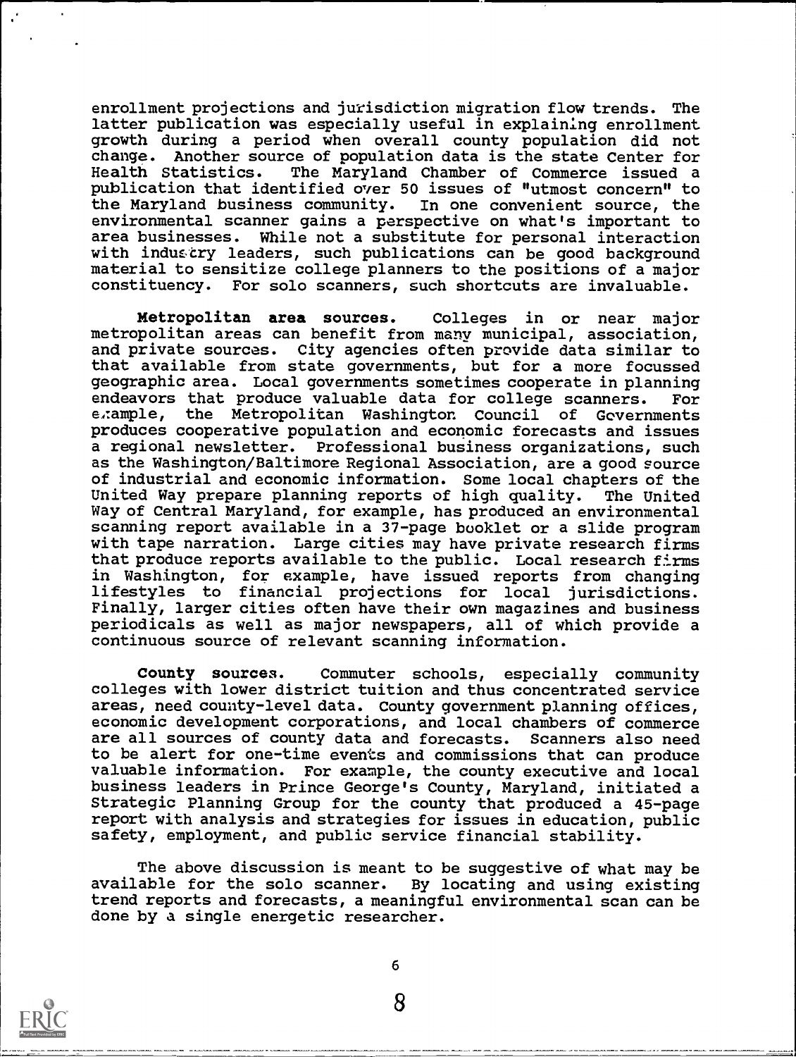enrollment projections and jurisdiction migration flow trends. The latter publication was especially useful in explaining enrollment growth during a period when overall county population did not change. Another source of population data is the state Center for Health Statistics. The Maryland Chamber of Commerce issued a publication that identified over 50 issues of "utmost concern" to the Maryland business community. In one convenient source, the environmental scanner gains a perspective on what's important to area businesses. While not a substitute for personal interaction with industry leaders, such publications can be good background material to sensitize college planners to the positions of a major constituency. For solo scanners, such shortcuts are invaluable.

**Metropolitan area sources.** Colleges in or near major metropolitan areas can benefit from many municipal, association, and private sources. City agencies often provide data similar to that available from state governments, but for a more focussed geographic area. Local governments sometimes cooperate in planning endeavors that produce valuable data for college scanners. For example, the Metropolitan Washington Council of Governments produces cooperative population and economic forecasts and issues a regional newsletter. Professional business organizations, such as the Washington/Baltimore Regional Association, are a good source of industrial and economic information. Some local chapters of the United Way prepare planning reports of high quality. The United Way of Central Maryland, for example, has produced an environmental scanning report available in a 37-page booklet or a slide program with tape narration. Large cities may have private research firms that produce reports available to the public. Local research firms in Washington, for example, have issued reports from changing lifestyles to financial projections for local jurisdictions. Finally, larger cities often have their own magazines and business periodicals as well as major newspapers, all of which provide a continuous source of relevant scanning information.

**County sources.** Commuter schools, especially community colleges with lower district tuition and thus concentrated service areas, need county-level data. County government planning offices, economic development corporations, and local chambers of commerce are all sources of county data and forecasts. Scanners also need to be alert for one-time events and commissions that can produce valuable information. For example, the county executive and local business leaders in Prince George's County, Maryland, initiated a Strategic Planning Group for the county that produced a 45-page report with analysis and strategies for issues in education, public safety, employment, and public service financial stability.

The above discussion is meant to be suggestive of what may be available for the solo scanner. By locating and using existing trend reports and forecasts, a meaningful environmental scan can be done by a single energetic researcher.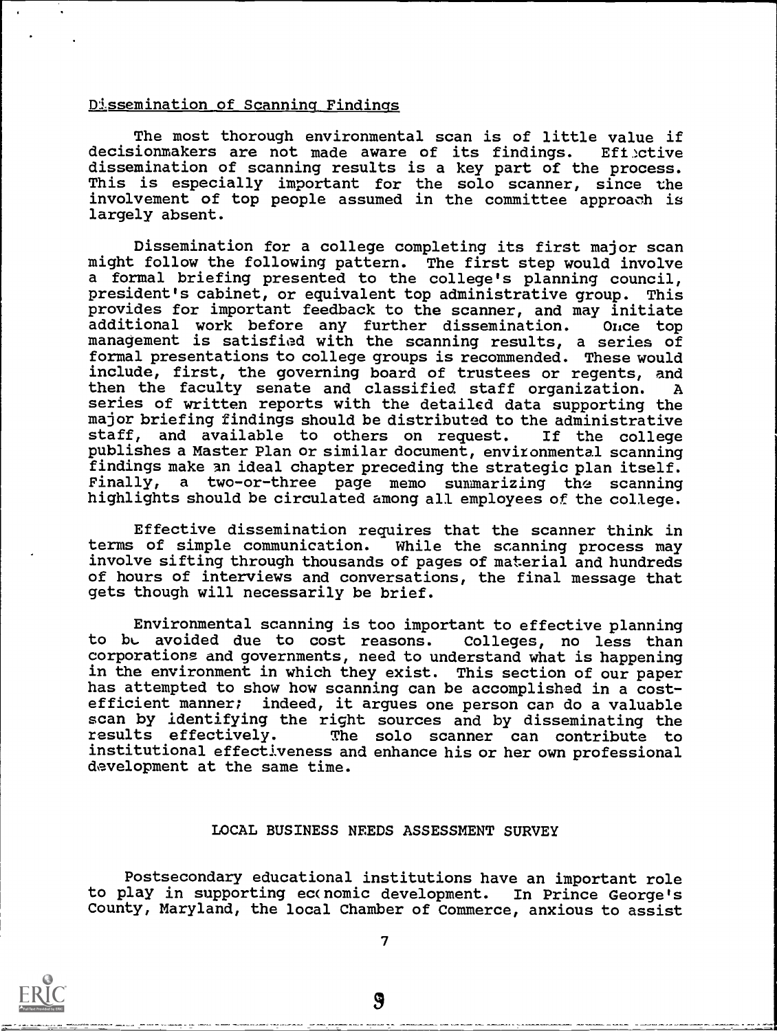## Dissemination of Scanning Findings

The most thorough environmental scan is of little value if decisionmakers are not made aware of its findings. Effective dissemination of scanning results is a key part of the process. This is especially important for the solo scanner, since the involvement of top people assumed in the committee approach is largely absent.

Dissemination for a college completing its first major scan might follow the following pattern. The first step would involve a formal briefing presented to the college's planning council, president's cabinet, or equivalent top administrative group. This provides for important feedback to the scanner, and may initiate additional work before any further dissemination. Once top management is satisfied with the scanning results, a series of formal presentations to college groups is recommended. These would include, first, the governing board of trustees or regents, and then the faculty senate and classified staff organization. A series of written reports with the detailed data supporting the major briefing findings should be distributed to the administrative staff, and available to others on request. If the college publishes a Master Plan or similar document, environmental scanning findings make an ideal chapter preceding the strategic plan itself. Finally, a two-or-three page memo summarizing the scanning highlights should be circulated among all employees of the college.

Effective dissemination requires that the scanner think in terms of simple communication. While the scanning process may involve sifting through thousands of pages of material and hundreds of hours of interviews and conversations, the final message that gets though will necessarily be brief.

Environmental scanning is too important to effective planning to be avoided due to cost reasons. Colleges, no less than corporations and governments, need to understand what is happening in the environment in which they exist. This section of our paper has attempted to show how scanning can be accomplished in a cost-efficient manner; indeed, it argues one person can do a valuable scan by identifying the right sources and by disseminating the results effectively. The solo scanner can contribute to institutional effectiveness and enhance his or her own professional development at the same time.

## LOCAL BUSINESS NEEDS ASSESSMENT SURVEY

Postsecondary educational institutions have an important role to play in supporting economic development. In Prince George's County, Maryland, the local Chamber of Commerce, anxious to assist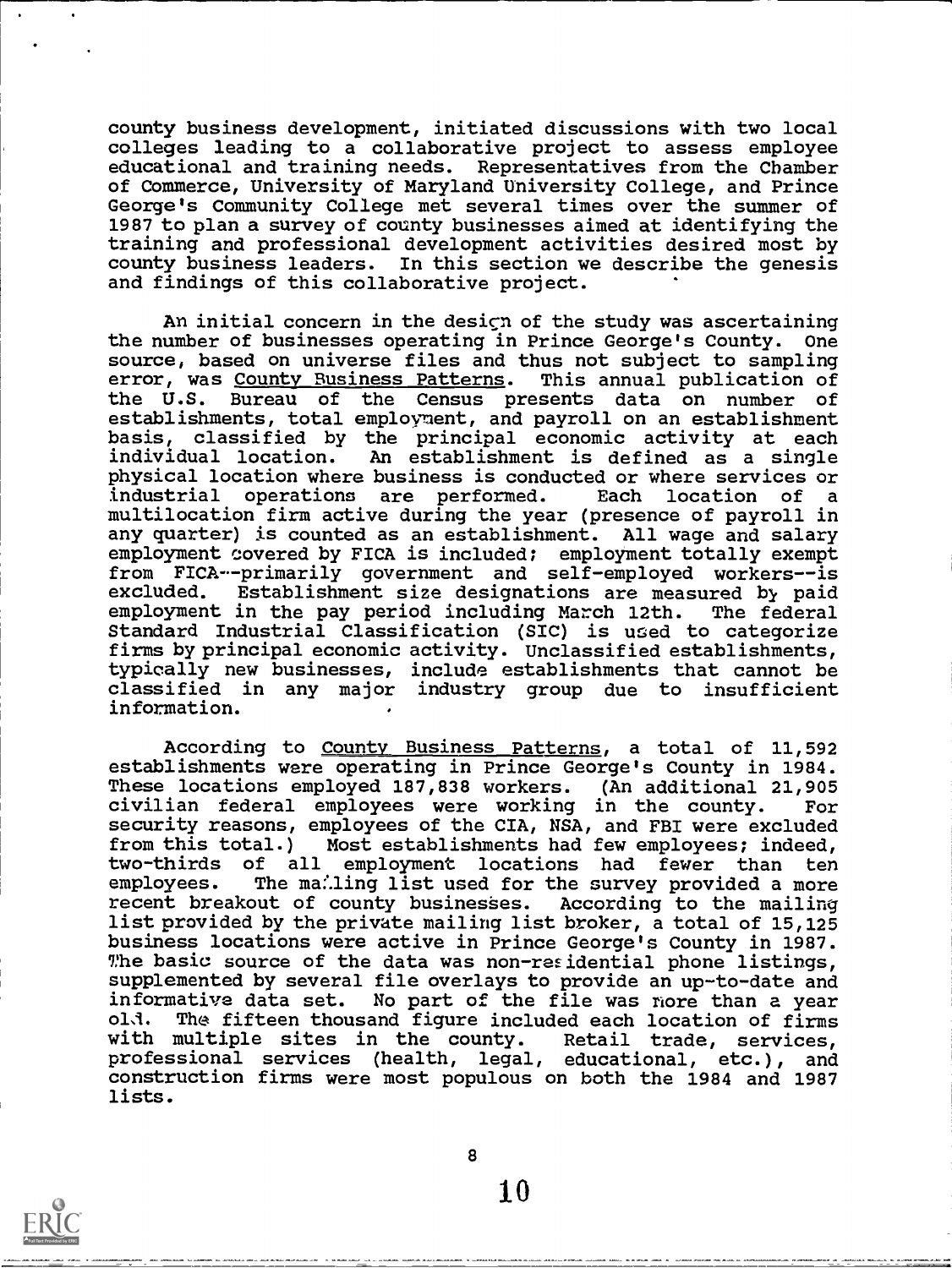county business development, initiated discussions with two local colleges leading to a collaborative project to assess employee educational and training needs. Representatives from the Chamber of Commerce, University of Maryland University College, and Prince George's Community College met several times over the summer of 1987 to plan a survey of county businesses aimed at identifying the training and professional development activities desired most by county business leaders. In this section we describe the genesis and findings of this collaborative project.

An initial concern in the design of the study was ascertaining the number of businesses operating in Prince George's County. One source, based on universe files and thus not subject to sampling error, was County Business Patterns. This annual publication of the U.S. Bureau of the Census presents data on number of establishments, total employment, and payroll on an establishment basis, classified by the principal economic activity at each individual location. An establishment is defined as a single physical location where business is conducted or where services or industrial operations are performed. Each location of a multilocation firm active during the year (presence of payroll in any quarter) is counted as an establishment. All wage and salary employment covered by FICA is included; employment totally exempt from FICA--primarily government and self-employed workers--is excluded. Establishment size designations are measured by paid employment in the pay period including March 12th. The federal Standard Industrial Classification (SIC) is used to categorize firms by principal economic activity. Unclassified establishments, typically new businesses, include establishments that cannot be classified in any major industry group due to insufficient information.

According to County Business Patterns, a total of 11,592 establishments were operating in Prince George's County in 1984. These locations employed 187,838 workers. (An additional 21,905 civilian federal employees were working in the county. For security reasons, employees of the CIA, NSA, and FBI were excluded from this total.) Most establishments had few employees; indeed, two-thirds of all employment locations had fewer than ten employees. The mailing list used for the survey provided a more recent breakout of county businesses. According to the mailing list provided by the private mailing list broker, a total of 15,125 business locations were active in Prince George's County in 1987. The basic source of the data was non-residential phone listings, supplemented by several file overlays to provide an up-to-date and informative data set. No part of the file was more than a year old. The fifteen thousand figure included each location of firms with multiple sites in the county. Retail trade, services, professional services (health, legal, educational, etc.), and construction firms were most populous on both the 1984 and 1987 lists.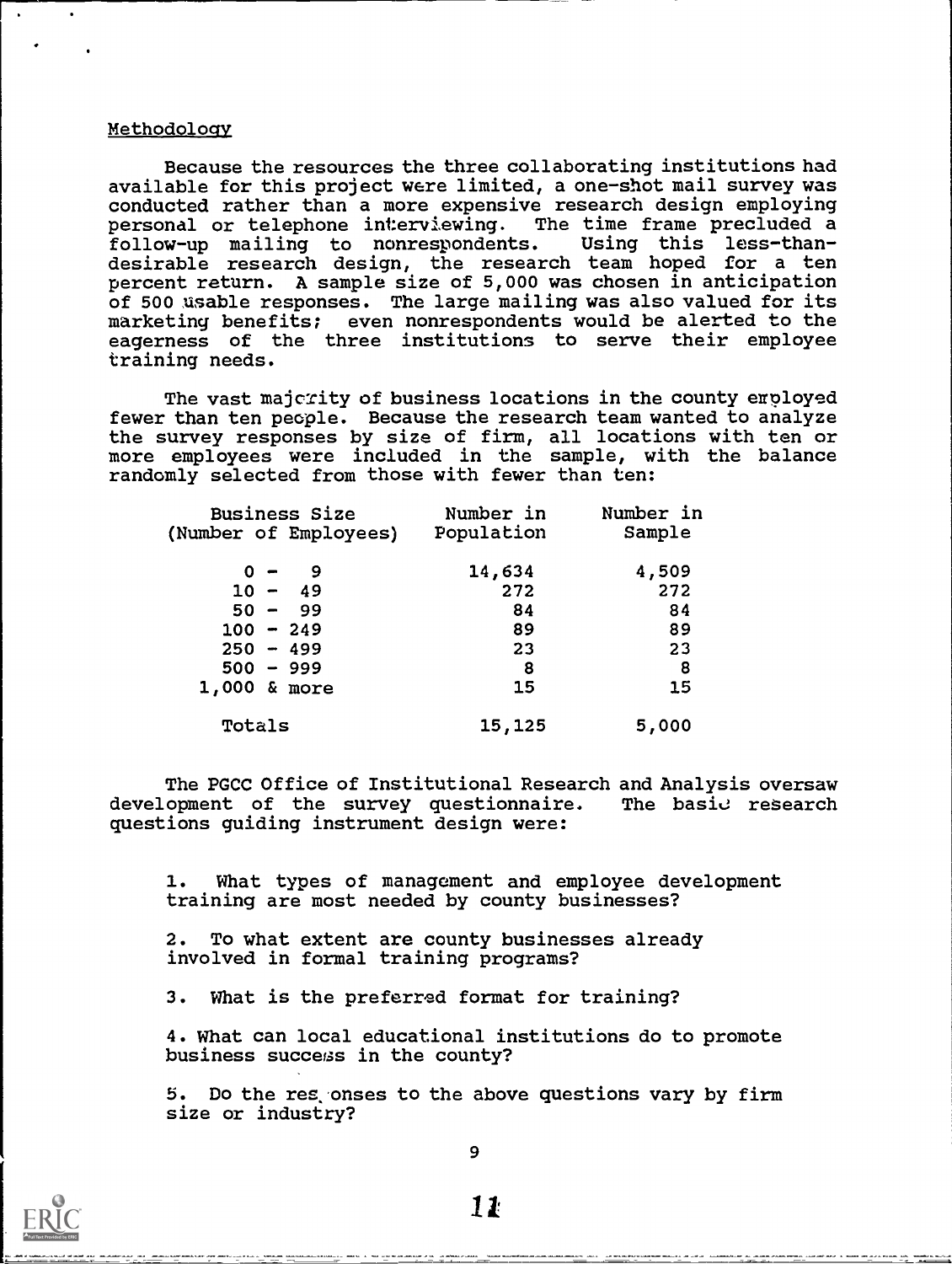## Methodology

Because the resources the three collaborating institutions had available for this project were limited, a one-shot mail survey was conducted rather than a more expensive research design employing personal or telephone interviewing. The time frame precluded a follow-up mailing to nonrespondents. Using this less-than-desirable research design, the research team hoped for a ten percent return. A sample size of 5,000 was chosen in anticipation of 500 usable responses. The large mailing was also valued for its marketing benefits; even nonrespondents would be alerted to the eagerness of the three institutions to serve their employee training needs.

The vast majority of business locations in the county employed fewer than ten people. Because the research team wanted to analyze the survey responses by size of firm, all locations with ten or more employees were included in the sample, with the balance randomly selected from those with fewer than ten:

| Business Size (Number of Employees) | Number in Population | Number in Sample |
|---|---|---|
| 0 - 9 | 14,634 | 4,509 |
| 10 - 49 | 272 | 272 |
| 50 - 99 | 84 | 84 |
| 100 - 249 | 89 | 89 |
| 250 - 499 | 23 | 23 |
| 500 - 999 | 8 | 8 |
| 1,000 & more | 15 | 15 |
| Totals | 15,125 | 5,000 |

The PGCC Office of Institutional Research and Analysis oversaw development of the survey questionnaire. The basic research questions guiding instrument design were:

1. What types of management and employee development training are most needed by county businesses?

2. To what extent are county businesses already involved in formal training programs?

3. What is the preferred format for training?

4. What can local educational institutions do to promote business success in the county?

5. Do the responses to the above questions vary by firm size or industry?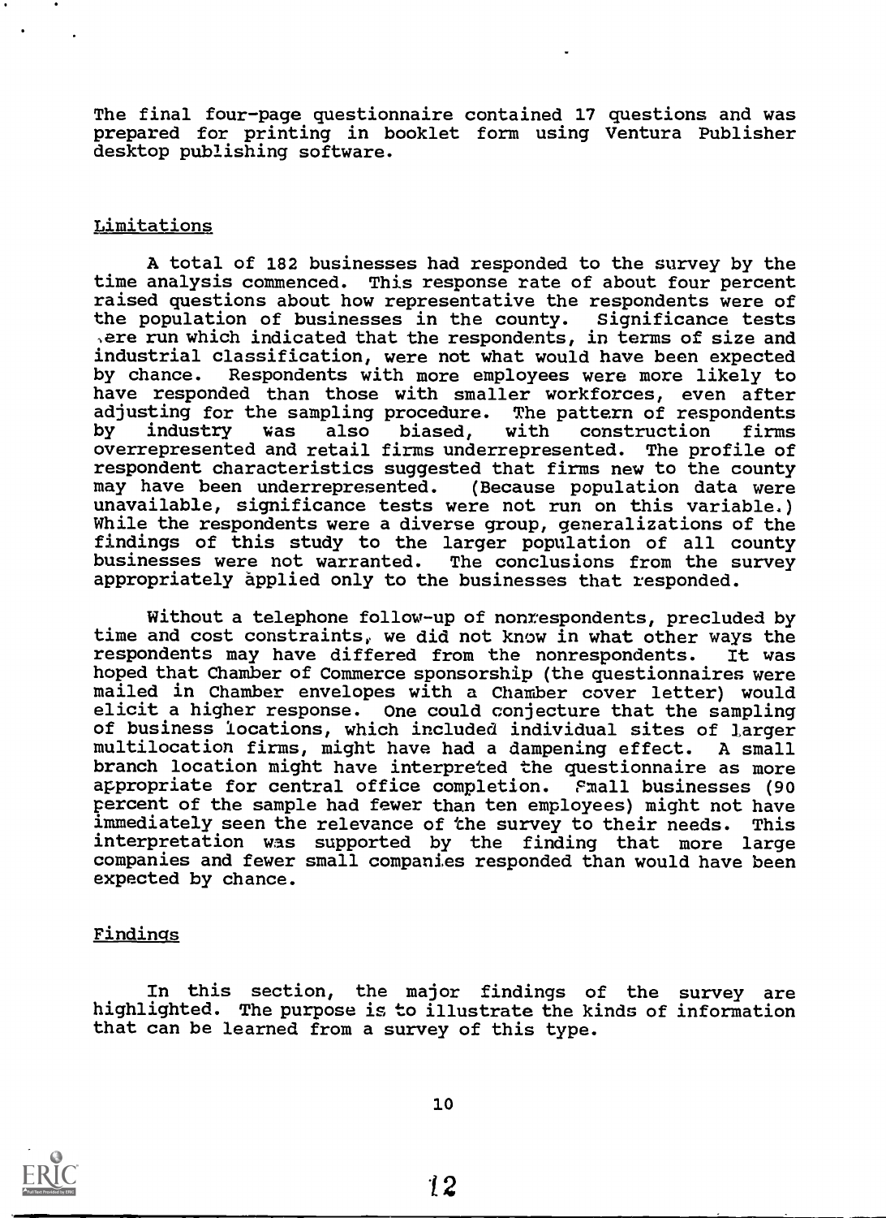The final four-page questionnaire contained 17 questions and was prepared for printing in booklet form using Ventura Publisher desktop publishing software.

## Limitations

A total of 182 businesses had responded to the survey by the time analysis commenced. This response rate of about four percent raised questions about how representative the respondents were of the population of businesses in the county. Significance tests were run which indicated that the respondents, in terms of size and industrial classification, were not what would have been expected by chance. Respondents with more employees were more likely to have responded than those with smaller workforces, even after adjusting for the sampling procedure. The pattern of respondents by industry was also biased, with construction firms overrepresented and retail firms underrepresented. The profile of respondent characteristics suggested that firms new to the county may have been underrepresented. (Because population data were unavailable, significance tests were not run on this variable.) While the respondents were a diverse group, generalizations of the findings of this study to the larger population of all county businesses were not warranted. The conclusions from the survey appropriately applied only to the businesses that responded.

Without a telephone follow-up of nonrespondents, precluded by time and cost constraints, we did not know in what other ways the respondents may have differed from the nonrespondents. It was hoped that Chamber of Commerce sponsorship (the questionnaires were mailed in Chamber envelopes with a Chamber cover letter) would elicit a higher response. One could conjecture that the sampling of business locations, which included individual sites of larger multilocation firms, might have had a dampening effect. A small branch location might have interpreted the questionnaire as more appropriate for central office completion. Small businesses (90 percent of the sample had fewer than ten employees) might not have immediately seen the relevance of the survey to their needs. This interpretation was supported by the finding that more large companies and fewer small companies responded than would have been expected by chance.

## Findings

In this section, the major findings of the survey are highlighted. The purpose is to illustrate the kinds of information that can be learned from a survey of this type.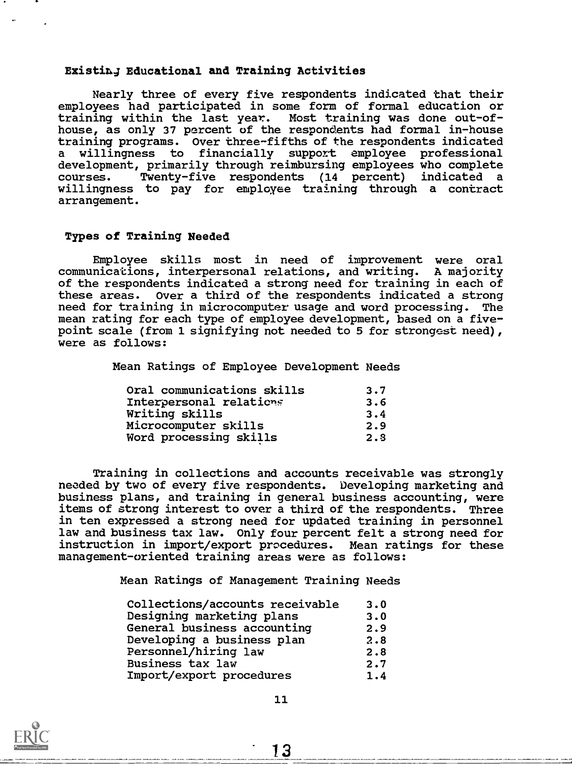### Existing Educational and Training Activities

Nearly three of every five respondents indicated that their employees had participated in some form of formal education or training within the last year. Most training was done out-of-house, as only 37 percent of the respondents had formal in-house training programs. Over three-fifths of the respondents indicated a willingness to financially support employee professional development, primarily through reimbursing employees who complete courses. Twenty-five respondents (14 percent) indicated a willingness to pay for employee training through a contract arrangement.

### Types of Training Needed

Employee skills most in need of improvement were oral communications, interpersonal relations, and writing. A majority of the respondents indicated a strong need for training in each of these areas. Over a third of the respondents indicated a strong need for training in microcomputer usage and word processing. The mean rating for each type of employee development, based on a five-point scale (from 1 signifying not needed to 5 for strongest need), were as follows:

Mean Ratings of Employee Development Needs

| | |
|---|---|
| Oral communications skills | 3.7 |
| Interpersonal relations | 3.6 |
| Writing skills | 3.4 |
| Microcomputer skills | 2.9 |
| Word processing skills | 2.8 |

Training in collections and accounts receivable was strongly needed by two of every five respondents. Developing marketing and business plans, and training in general business accounting, were items of strong interest to over a third of the respondents. Three in ten expressed a strong need for updated training in personnel law and business tax law. Only four percent felt a strong need for instruction in import/export procedures. Mean ratings for these management-oriented training areas were as follows:

Mean Ratings of Management Training Needs

| | |
|---|---|
| Collections/accounts receivable | 3.0 |
| Designing marketing plans | 3.0 |
| General business accounting | 2.9 |
| Developing a business plan | 2.8 |
| Personnel/hiring law | 2.8 |
| Business tax law | 2.7 |
| Import/export procedures | 1.4 |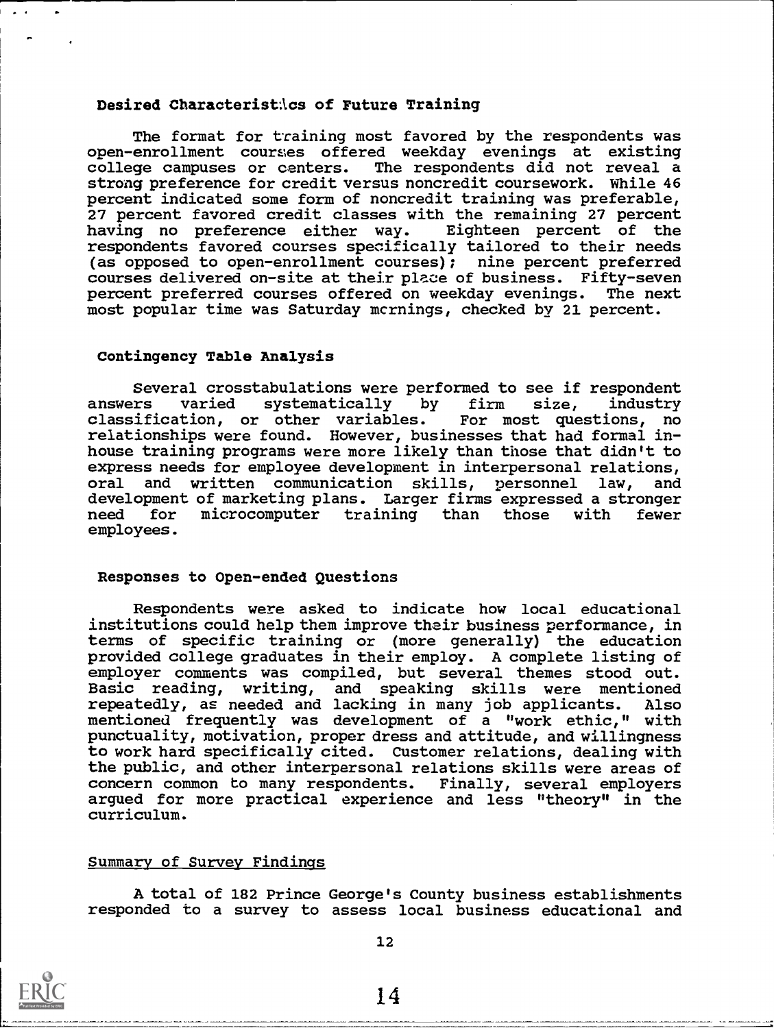**Desired Characteristics of Future Training**

The format for training most favored by the respondents was open-enrollment courses offered weekday evenings at existing college campuses or centers. The respondents did not reveal a strong preference for credit versus noncredit coursework. While 46 percent indicated some form of noncredit training was preferable, 27 percent favored credit classes with the remaining 27 percent having no preference either way. Eighteen percent of the respondents favored courses specifically tailored to their needs (as opposed to open-enrollment courses); nine percent preferred courses delivered on-site at their place of business. Fifty-seven percent preferred courses offered on weekday evenings. The next most popular time was Saturday mornings, checked by 21 percent.

**Contingency Table Analysis**

Several crosstabulations were performed to see if respondent answers varied systematically by firm size, industry classification, or other variables. For most questions, no relationships were found. However, businesses that had formal in-house training programs were more likely than those that didn't to express needs for employee development in interpersonal relations, oral and written communication skills, personnel law, and development of marketing plans. Larger firms expressed a stronger need for microcomputer training than those with fewer employees.

**Responses to Open-ended Questions**

Respondents were asked to indicate how local educational institutions could help them improve their business performance, in terms of specific training or (more generally) the education provided college graduates in their employ. A complete listing of employer comments was compiled, but several themes stood out. Basic reading, writing, and speaking skills were mentioned repeatedly, as needed and lacking in many job applicants. Also mentioned frequently was development of a "work ethic," with punctuality, motivation, proper dress and attitude, and willingness to work hard specifically cited. Customer relations, dealing with the public, and other interpersonal relations skills were areas of concern common to many respondents. Finally, several employers argued for more practical experience and less "theory" in the curriculum.

Summary of Survey Findings

A total of 182 Prince George's County business establishments responded to a survey to assess local business educational and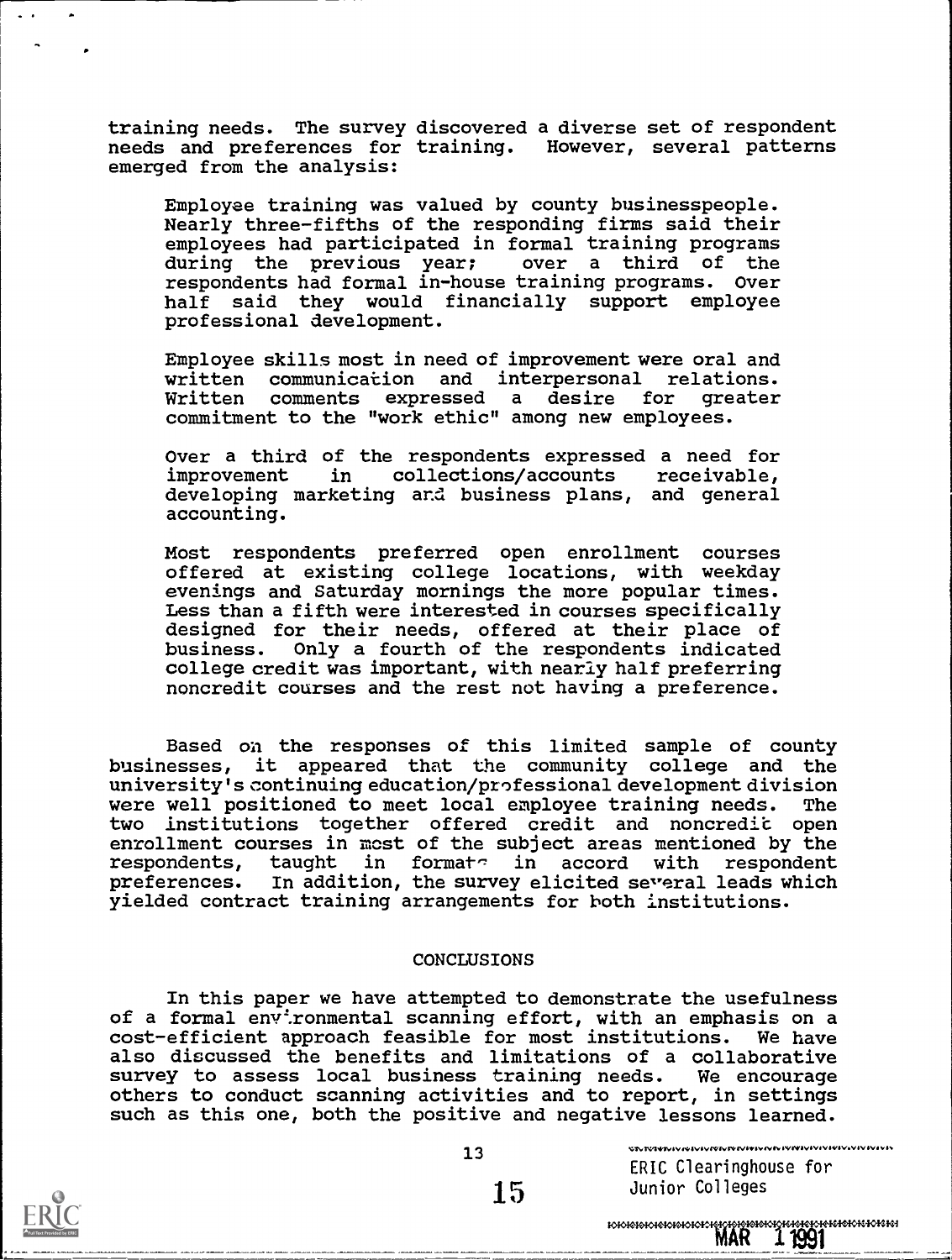training needs. The survey discovered a diverse set of respondent needs and preferences for training. However, several patterns emerged from the analysis:

> Employee training was valued by county businesspeople. Nearly three-fifths of the responding firms said their employees had participated in formal training programs during the previous year; over a third of the respondents had formal in-house training programs. Over half said they would financially support employee professional development.
>
> Employee skills most in need of improvement were oral and written communication and interpersonal relations. Written comments expressed a desire for greater commitment to the "work ethic" among new employees.
>
> Over a third of the respondents expressed a need for improvement in collections/accounts receivable, developing marketing and business plans, and general accounting.
>
> Most respondents preferred open enrollment courses offered at existing college locations, with weekday evenings and Saturday mornings the more popular times. Less than a fifth were interested in courses specifically designed for their needs, offered at their place of business. Only a fourth of the respondents indicated college credit was important, with nearly half preferring noncredit courses and the rest not having a preference.

Based on the responses of this limited sample of county businesses, it appeared that the community college and the university's continuing education/professional development division were well positioned to meet local employee training needs. The two institutions together offered credit and noncredit open enrollment courses in most of the subject areas mentioned by the respondents, taught in formats in accord with respondent preferences. In addition, the survey elicited several leads which yielded contract training arrangements for both institutions.

## CONCLUSIONS

In this paper we have attempted to demonstrate the usefulness of a formal environmental scanning effort, with an emphasis on a cost-efficient approach feasible for most institutions. We have also discussed the benefits and limitations of a collaborative survey to assess local business training needs. We encourage others to conduct scanning activities and to report, in settings such as this one, both the positive and negative lessons learned.

ERIC Clearinghouse for Junior Colleges

MAR 1 1991